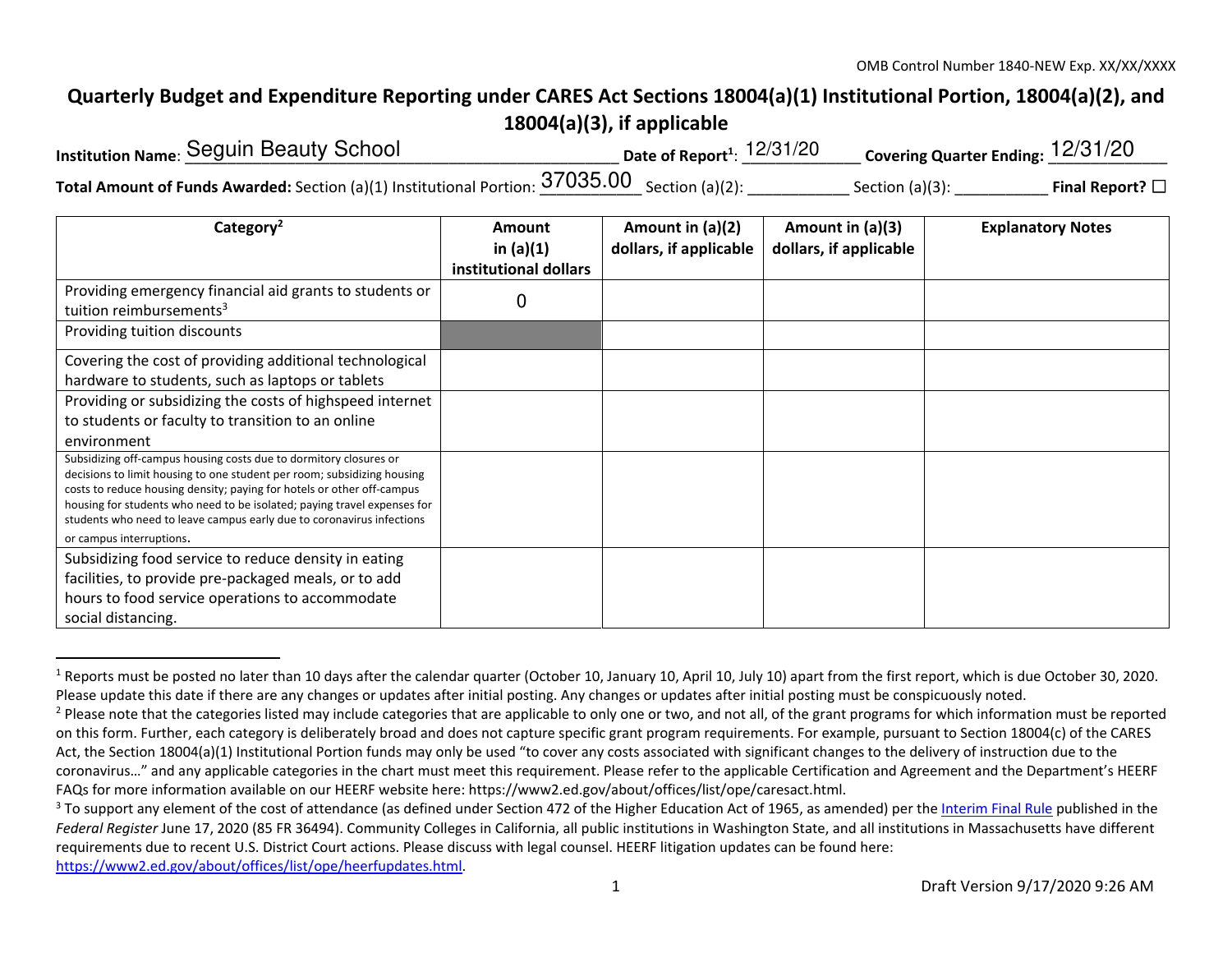OMB Control Number 1840-NEW Exp. XX/XX/XXXX

# Quarterly Budget and Expenditure Reporting under CARES Act Sections 18004(a)(1) Institutional Portion, 18004(a)(2), and 18004(a)(3), if applicable

**Institution Name**: Seguin Beauty School **Date of Report**[1]: 12/31/20 **Covering Quarter Ending:** 12/31/20

**Total Amount of Funds Awarded:** Section (a)(1) Institutional Portion: 37035.00 Section (a)(2): ___________ Section (a)(3): ___________ **Final Report?** ☐

| Category[2] | Amount in (a)(1) institutional dollars | Amount in (a)(2) dollars, if applicable | Amount in (a)(3) dollars, if applicable | Explanatory Notes |
|---|---|---|---|---|
| Providing emergency financial aid grants to students or tuition reimbursements[3] | 0 | | | |
| Providing tuition discounts | | | | |
| Covering the cost of providing additional technological hardware to students, such as laptops or tablets | | | | |
| Providing or subsidizing the costs of highspeed internet to students or faculty to transition to an online environment | | | | |
| Subsidizing off-campus housing costs due to dormitory closures or decisions to limit housing to one student per room; subsidizing housing costs to reduce housing density; paying for hotels or other off-campus housing for students who need to be isolated; paying travel expenses for students who need to leave campus early due to coronavirus infections or campus interruptions. | | | | |
| Subsidizing food service to reduce density in eating facilities, to provide pre-packaged meals, or to add hours to food service operations to accommodate social distancing. | | | | |

[1] Reports must be posted no later than 10 days after the calendar quarter (October 10, January 10, April 10, July 10) apart from the first report, which is due October 30, 2020. Please update this date if there are any changes or updates after initial posting. Any changes or updates after initial posting must be conspicuously noted.

[2] Please note that the categories listed may include categories that are applicable to only one or two, and not all, of the grant programs for which information must be reported on this form. Further, each category is deliberately broad and does not capture specific grant program requirements. For example, pursuant to Section 18004(c) of the CARES Act, the Section 18004(a)(1) Institutional Portion funds may only be used "to cover any costs associated with significant changes to the delivery of instruction due to the coronavirus…" and any applicable categories in the chart must meet this requirement. Please refer to the applicable Certification and Agreement and the Department's HEERF FAQs for more information available on our HEERF website here: https://www2.ed.gov/about/offices/list/ope/caresact.html.

[3] To support any element of the cost of attendance (as defined under Section 472 of the Higher Education Act of 1965, as amended) per the Interim Final Rule published in the *Federal Register* June 17, 2020 (85 FR 36494). Community Colleges in California, all public institutions in Washington State, and all institutions in Massachusetts have different requirements due to recent U.S. District Court actions. Please discuss with legal counsel. HEERF litigation updates can be found here: https://www2.ed.gov/about/offices/list/ope/heerfupdates.html.

Draft Version 9/17/2020 9:26 AM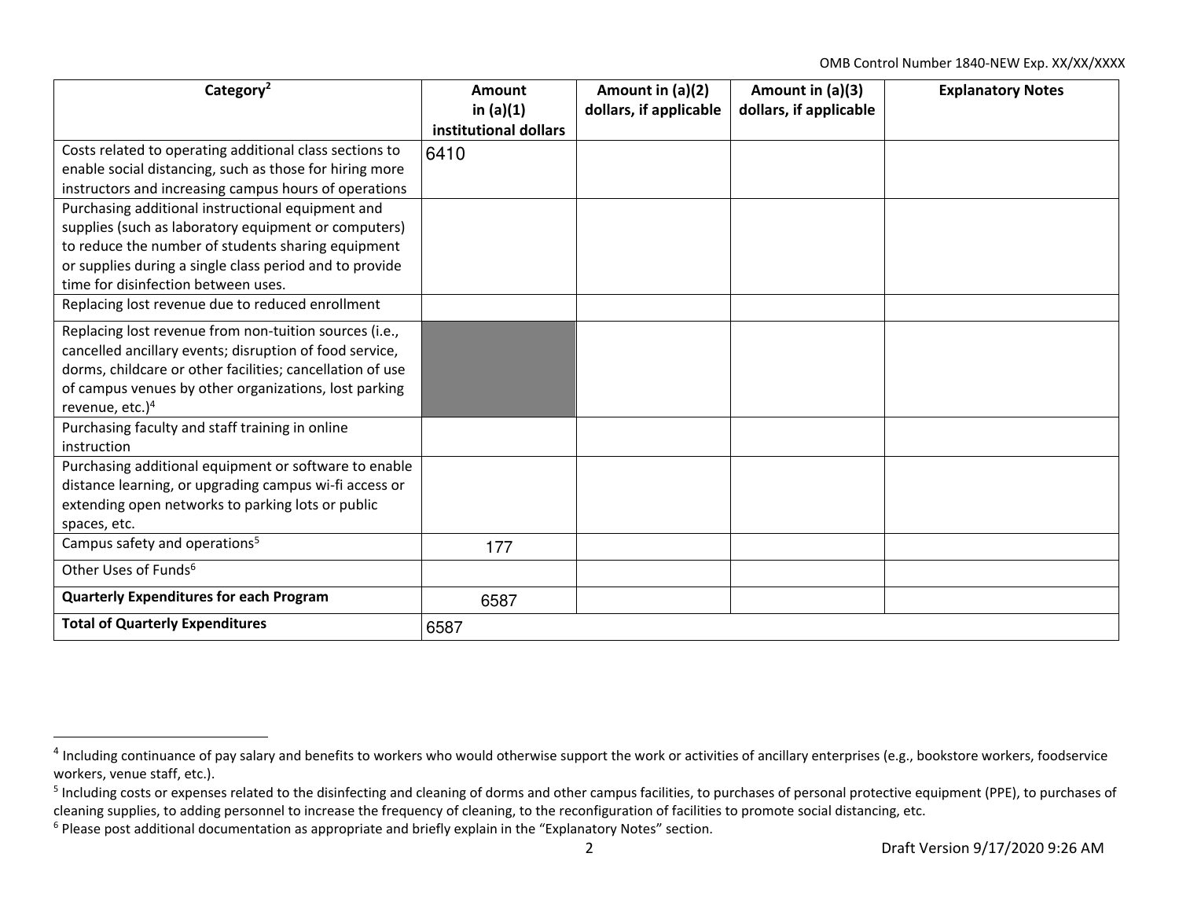| Category[2] | Amount in (a)(1) institutional dollars | Amount in (a)(2) dollars, if applicable | Amount in (a)(3) dollars, if applicable | Explanatory Notes |
|---|---|---|---|---|
| Costs related to operating additional class sections to enable social distancing, such as those for hiring more instructors and increasing campus hours of operations | 6410 | | | |
| Purchasing additional instructional equipment and supplies (such as laboratory equipment or computers) to reduce the number of students sharing equipment or supplies during a single class period and to provide time for disinfection between uses. | | | | |
| Replacing lost revenue due to reduced enrollment | | | | |
| Replacing lost revenue from non-tuition sources (i.e., cancelled ancillary events; disruption of food service, dorms, childcare or other facilities; cancellation of use of campus venues by other organizations, lost parking revenue, etc.)[4] | | | | |
| Purchasing faculty and staff training in online instruction | | | | |
| Purchasing additional equipment or software to enable distance learning, or upgrading campus wi-fi access or extending open networks to parking lots or public spaces, etc. | | | | |
| Campus safety and operations[5] | 177 | | | |
| Other Uses of Funds[6] | | | | |
| **Quarterly Expenditures for each Program** | 6587 | | | |
| **Total of Quarterly Expenditures** | 6587 | | | |

[4] Including continuance of pay salary and benefits to workers who would otherwise support the work or activities of ancillary enterprises (e.g., bookstore workers, foodservice workers, venue staff, etc.).

[5] Including costs or expenses related to the disinfecting and cleaning of dorms and other campus facilities, to purchases of personal protective equipment (PPE), to purchases of cleaning supplies, to adding personnel to increase the frequency of cleaning, to the reconfiguration of facilities to promote social distancing, etc.

[6] Please post additional documentation as appropriate and briefly explain in the "Explanatory Notes" section.